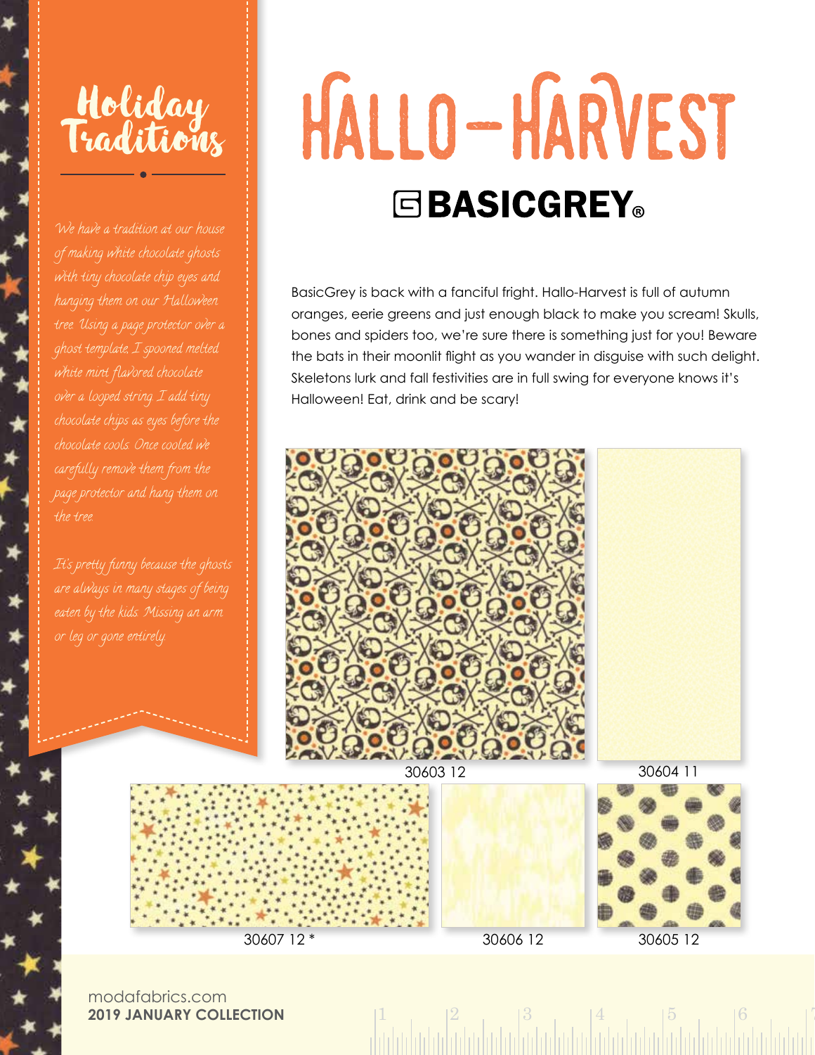## Holiday Traditions

*We have a tradition at our house of making white chocolate ghosts with tiny chocolate chip eyes and hanging them on our Halloween tree. Using a page protector over a ghost template, I spooned melted white mint flavored chocolate over a looped string. I add tiny chocolate chips as eyes before the chocolate cools. Once cooled we carefully remove them from the page protector and hang them on the tree.*

*It's pretty funny because the ghosts are always in many stages of being eaten by the kids. Missing an arm or leg or gone entirely.*

# HALLO-HARVEST

## BASICGREY®

BasicGrey is back with a fanciful fright. Hallo-Harvest is full of autumn oranges, eerie greens and just enough black to make you scream! Skulls, bones and spiders too, we're sure there is something just for you! Beware the bats in their moonlit flight as you wander in disguise with such delight. Skeletons lurk and fall festivities are in full swing for everyone knows it's Halloween! Eat, drink and be scary!

30603 12

30604 11

30607 12 *

30606 12

30605 12

modafabrics.com
**2019 JANUARY COLLECTION**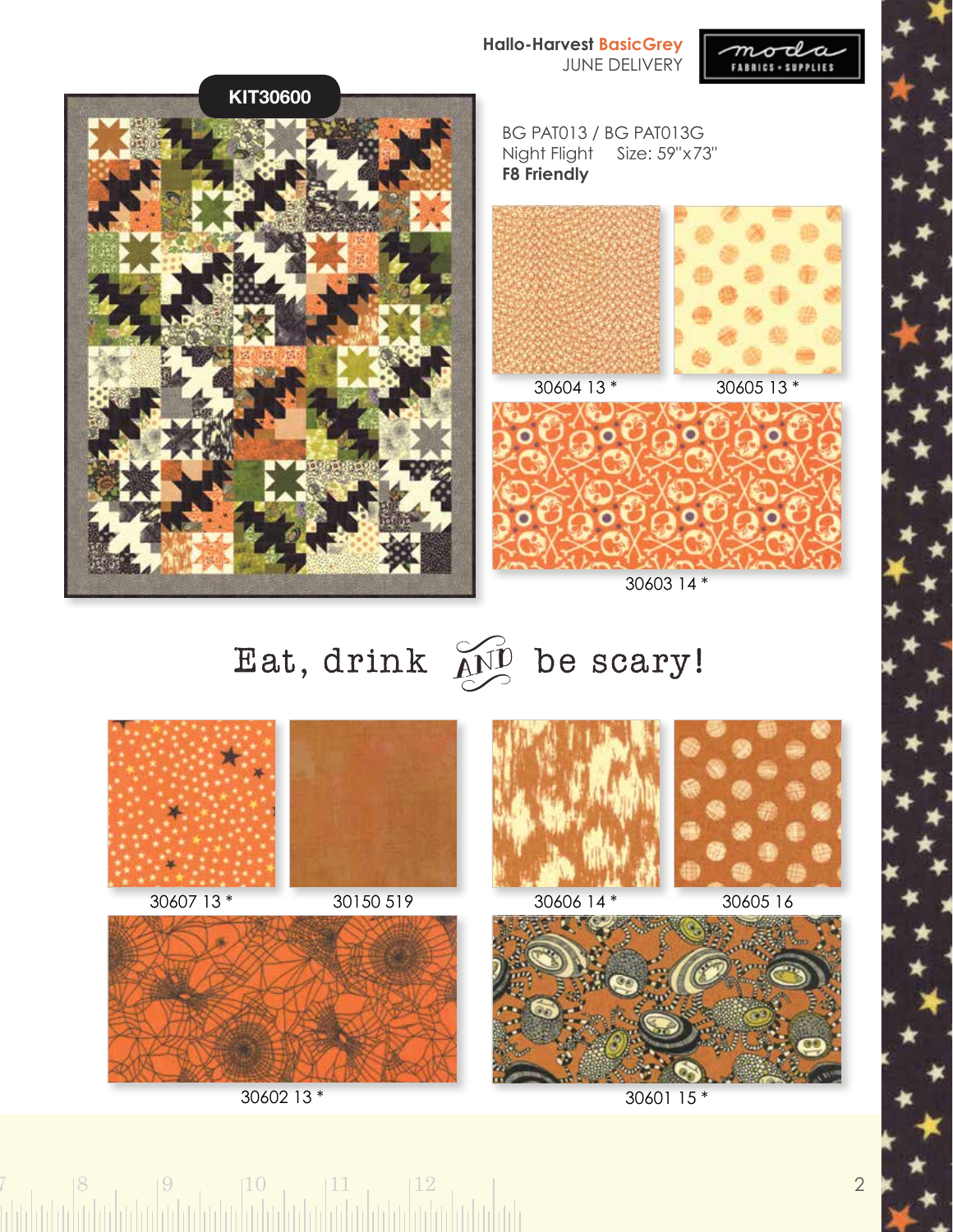**Hallo-Harvest** BasicGrey
JUNE DELIVERY

moda FABRICS • SUPPLIES

KIT30600

BG PAT013 / BG PAT013G
Night Flight Size: 59"x73"
**F8 Friendly**

30604 13 *

30605 13 *

30603 14 *

# Eat, drink AND be scary!

30607 13 *

30150 519

30606 14 *

30605 16

30602 13 *

30601 15 *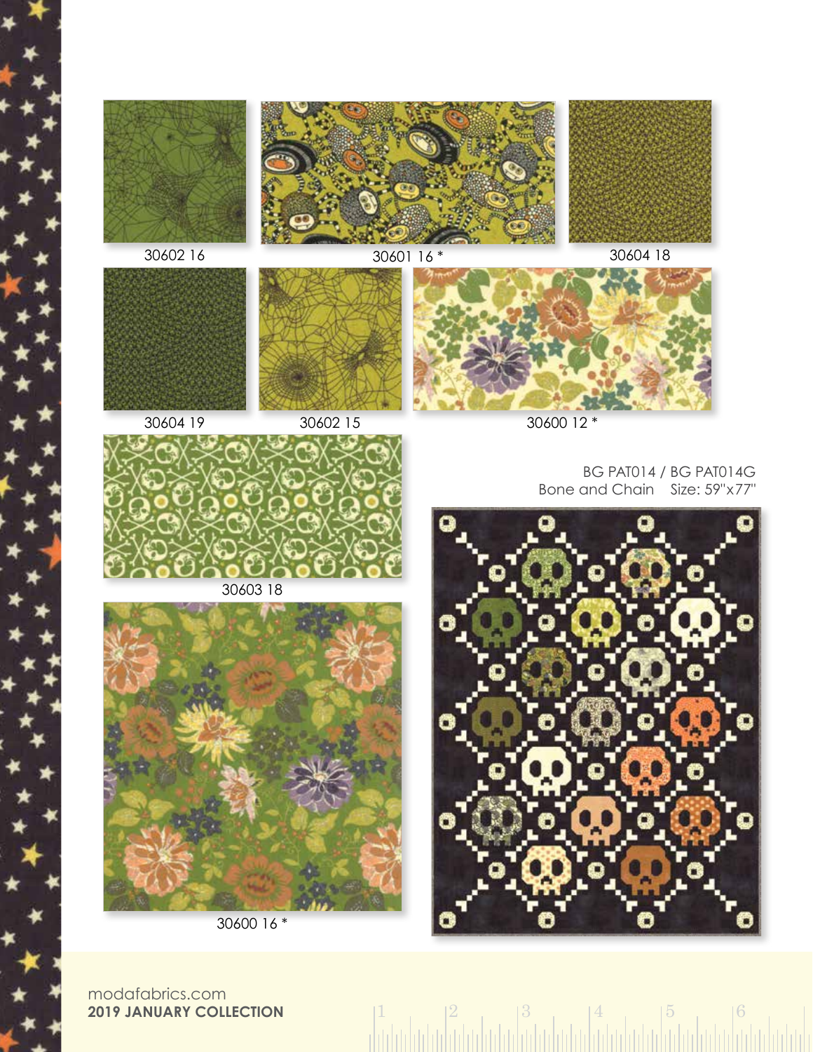30602 16

30601 16 *

30604 18

30604 19

30602 15

30600 12 *

30603 18

BG PAT014 / BG PAT014G

Bone and Chain Size: 59"x77"

30600 16 *

modafabrics.com

**2019 JANUARY COLLECTION**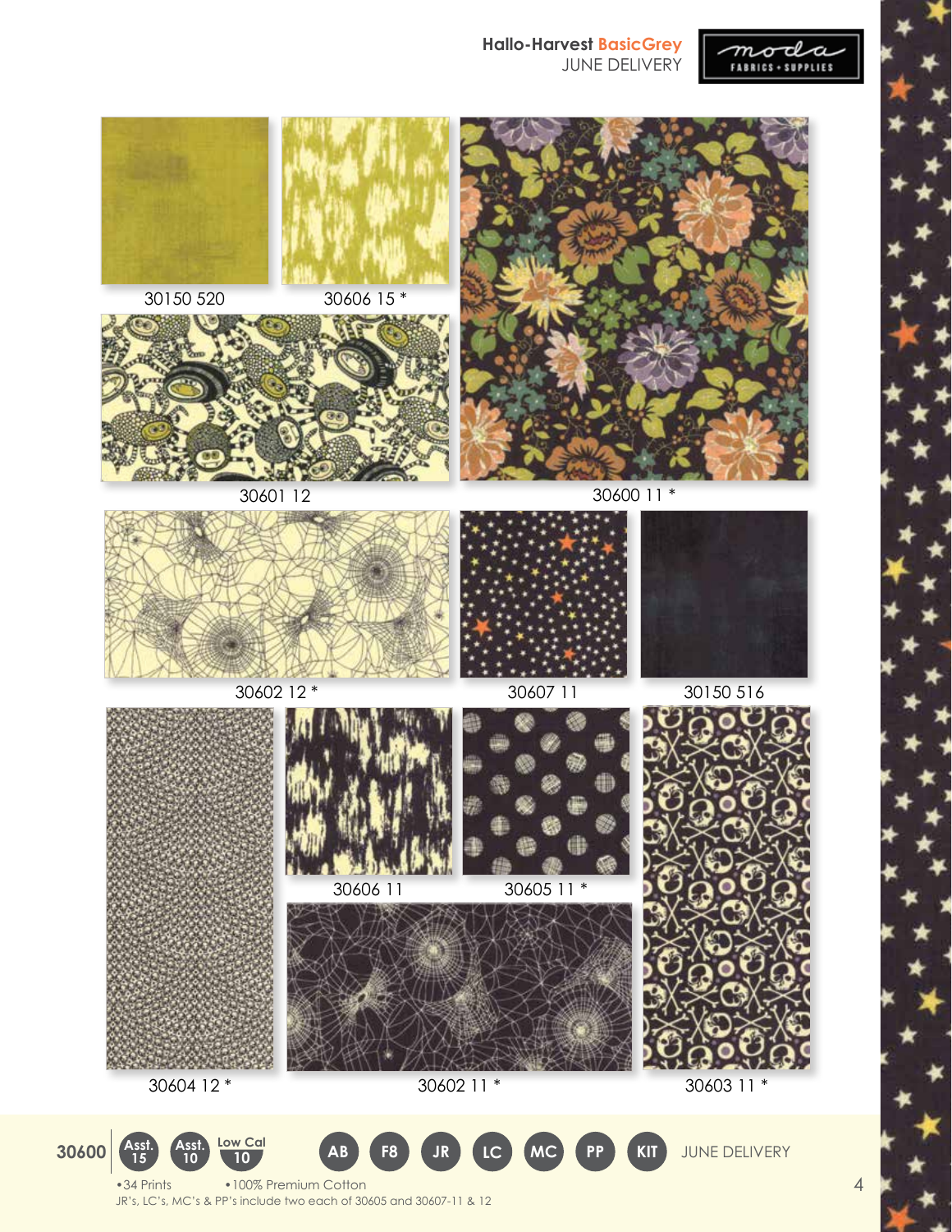**Hallo-Harvest BasicGrey**
JUNE DELIVERY

moda FABRICS + SUPPLIES

30150 520

30606 15 *

30601 12

30600 11 *

30602 12 *

30607 11

30150 516

30606 11

30605 11 *

30604 12 *

30602 11 *

30603 11 *

**30600** | Asst. 15 | Asst. 10 | Low Cal 10 | AB | F8 | JR | LC | MC | PP | KIT | JUNE DELIVERY

- 34 Prints
- 100% Premium Cotton

JR's, LC's, MC's & PP's include two each of 30605 and 30607-11 & 12